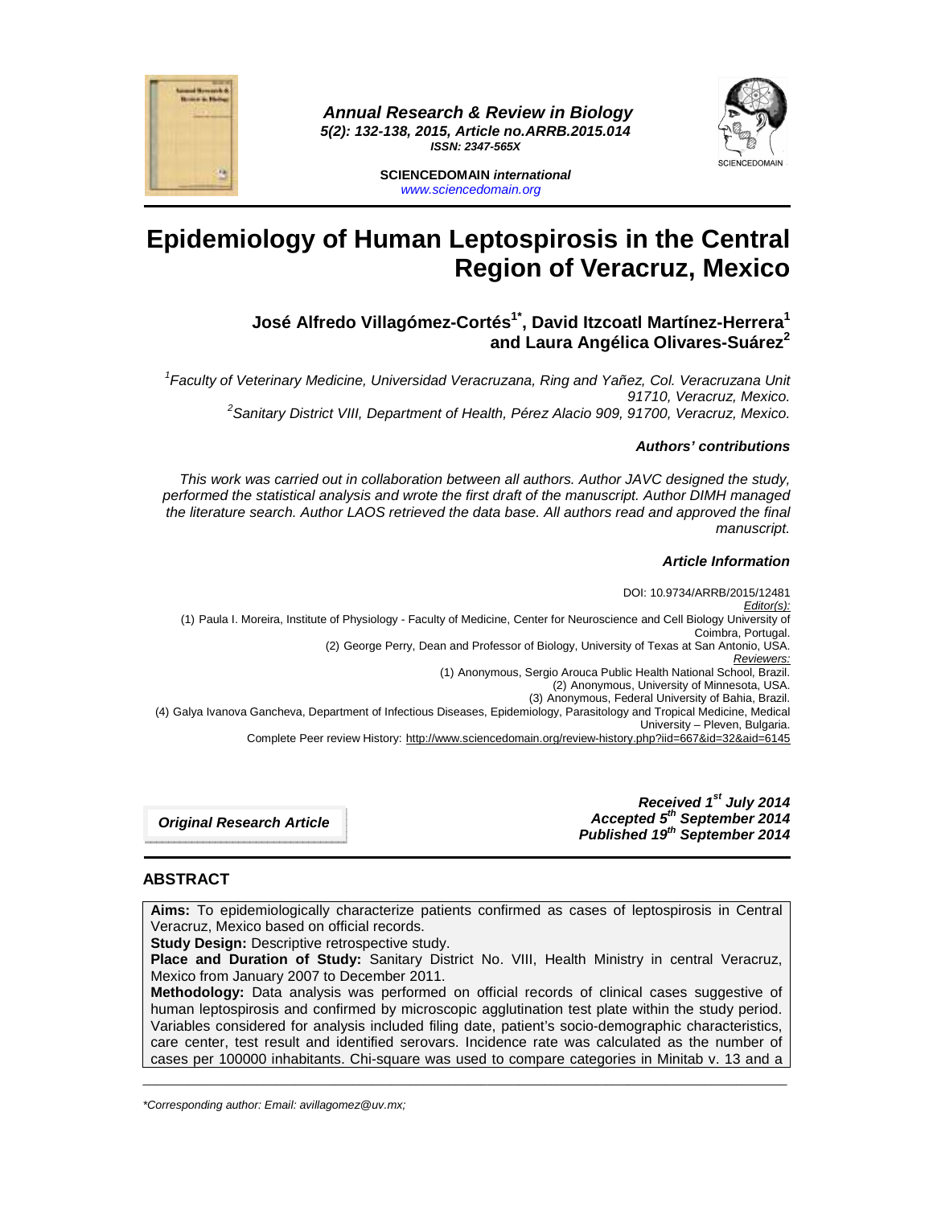Annual Research & Review in Biology
5(2): 132-138, 2015, Article no.ARRB.2015.014
ISSN: 2347-565X

SCIENCEDOMAIN international
www.sciencedomain.org

# Epidemiology of Human Leptospirosis in the Central Region of Veracruz, Mexico

**José Alfredo Villagómez-Cortés[1*], David Itzcoatl Martínez-Herrera[1] and Laura Angélica Olivares-Suárez[2]**

*[1]Faculty of Veterinary Medicine, Universidad Veracruzana, Ring and Yañez, Col. Veracruzana Unit 91710, Veracruz, Mexico.*
*[2]Sanitary District VIII, Department of Health, Pérez Alacio 909, 91700, Veracruz, Mexico.*

***Authors' contributions***

*This work was carried out in collaboration between all authors. Author JAVC designed the study, performed the statistical analysis and wrote the first draft of the manuscript. Author DIMH managed the literature search. Author LAOS retrieved the data base. All authors read and approved the final manuscript.*

***Article Information***

DOI: 10.9734/ARRB/2015/12481
*Editor(s):*
(1) Paula I. Moreira, Institute of Physiology - Faculty of Medicine, Center for Neuroscience and Cell Biology University of Coimbra, Portugal.
(2) George Perry, Dean and Professor of Biology, University of Texas at San Antonio, USA.
*Reviewers:*
(1) Anonymous, Sergio Arouca Public Health National School, Brazil.
(2) Anonymous, University of Minnesota, USA.
(3) Anonymous, Federal University of Bahia, Brazil.
(4) Galya Ivanova Gancheva, Department of Infectious Diseases, Epidemiology, Parasitology and Tropical Medicine, Medical University – Pleven, Bulgaria.
Complete Peer review History: http://www.sciencedomain.org/review-history.php?iid=667&id=32&aid=6145

***Original Research Article***

***Received 1st July 2014***
***Accepted 5th September 2014***
***Published 19th September 2014***

## ABSTRACT

**Aims:** To epidemiologically characterize patients confirmed as cases of leptospirosis in Central Veracruz, Mexico based on official records.
**Study Design:** Descriptive retrospective study.
**Place and Duration of Study:** Sanitary District No. VIII, Health Ministry in central Veracruz, Mexico from January 2007 to December 2011.
**Methodology:** Data analysis was performed on official records of clinical cases suggestive of human leptospirosis and confirmed by microscopic agglutination test plate within the study period. Variables considered for analysis included filing date, patient's socio-demographic characteristics, care center, test result and identified serovars. Incidence rate was calculated as the number of cases per 100000 inhabitants. Chi-square was used to compare categories in Minitab v. 13 and a

*Corresponding author: Email: avillagomez@uv.mx;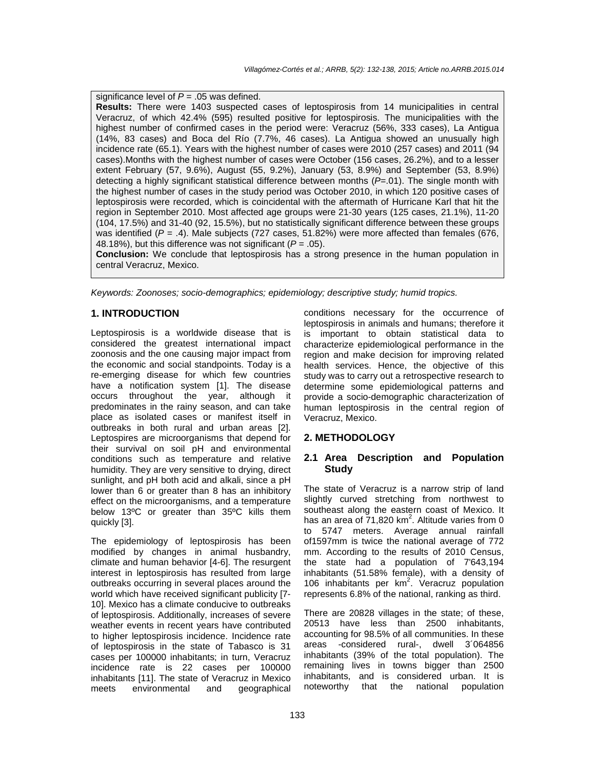significance level of $P = .05$ was defined.

**Results:** There were 1403 suspected cases of leptospirosis from 14 municipalities in central Veracruz, of which 42.4% (595) resulted positive for leptospirosis. The municipalities with the highest number of confirmed cases in the period were: Veracruz (56%, 333 cases), La Antigua (14%, 83 cases) and Boca del Río (7.7%, 46 cases). La Antigua showed an unusually high incidence rate (65.1). Years with the highest number of cases were 2010 (257 cases) and 2011 (94 cases).Months with the highest number of cases were October (156 cases, 26.2%), and to a lesser extent February (57, 9.6%), August (55, 9.2%), January (53, 8.9%) and September (53, 8.9%) detecting a highly significant statistical difference between months ($P$=.01). The single month with the highest number of cases in the study period was October 2010, in which 120 positive cases of leptospirosis were recorded, which is coincidental with the aftermath of Hurricane Karl that hit the region in September 2010. Most affected age groups were 21-30 years (125 cases, 21.1%), 11-20 (104, 17.5%) and 31-40 (92, 15.5%), but no statistically significant difference between these groups was identified ($P = .4$). Male subjects (727 cases, 51.82%) were more affected than females (676, 48.18%), but this difference was not significant ($P = .05$).

**Conclusion:** We conclude that leptospirosis has a strong presence in the human population in central Veracruz, Mexico.

*Keywords: Zoonoses; socio-demographics; epidemiology; descriptive study; humid tropics.*

## 1. INTRODUCTION

Leptospirosis is a worldwide disease that is considered the greatest international impact zoonosis and the one causing major impact from the economic and social standpoints. Today is a re-emerging disease for which few countries have a notification system [1]. The disease occurs throughout the year, although it predominates in the rainy season, and can take place as isolated cases or manifest itself in outbreaks in both rural and urban areas [2]. Leptospires are microorganisms that depend for their survival on soil pH and environmental conditions such as temperature and relative humidity. They are very sensitive to drying, direct sunlight, and pH both acid and alkali, since a pH lower than 6 or greater than 8 has an inhibitory effect on the microorganisms, and a temperature below 13ºC or greater than 35ºC kills them quickly [3].

The epidemiology of leptospirosis has been modified by changes in animal husbandry, climate and human behavior [4-6]. The resurgent interest in leptospirosis has resulted from large outbreaks occurring in several places around the world which have received significant publicity [7-10]. Mexico has a climate conducive to outbreaks of leptospirosis. Additionally, increases of severe weather events in recent years have contributed to higher leptospirosis incidence. Incidence rate of leptospirosis in the state of Tabasco is 31 cases per 100000 inhabitants; in turn, Veracruz incidence rate is 22 cases per 100000 inhabitants [11]. The state of Veracruz in Mexico meets environmental and geographical conditions necessary for the occurrence of leptospirosis in animals and humans; therefore it is important to obtain statistical data to characterize epidemiological performance in the region and make decision for improving related health services. Hence, the objective of this study was to carry out a retrospective research to determine some epidemiological patterns and provide a socio-demographic characterization of human leptospirosis in the central region of Veracruz, Mexico.

## 2. METHODOLOGY

### 2.1 Area Description and Population Study

The state of Veracruz is a narrow strip of land slightly curved stretching from northwest to southeast along the eastern coast of Mexico. It has an area of 71,820 km$^2$. Altitude varies from 0 to 5747 meters. Average annual rainfall of1597mm is twice the national average of 772 mm. According to the results of 2010 Census, the state had a population of 7'643,194 inhabitants (51.58% female), with a density of 106 inhabitants per km$^2$. Veracruz population represents 6.8% of the national, ranking as third.

There are 20828 villages in the state; of these, 20513 have less than 2500 inhabitants, accounting for 98.5% of all communities. In these areas -considered rural-, dwell 3´064856 inhabitants (39% of the total population). The remaining lives in towns bigger than 2500 inhabitants, and is considered urban. It is noteworthy that the national population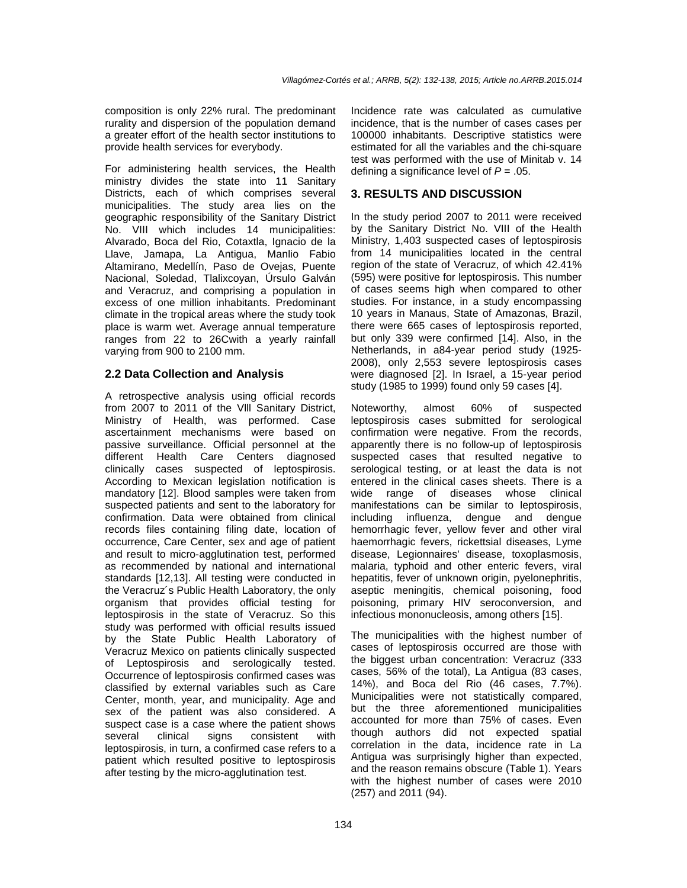composition is only 22% rural. The predominant rurality and dispersion of the population demand a greater effort of the health sector institutions to provide health services for everybody.

For administering health services, the Health ministry divides the state into 11 Sanitary Districts, each of which comprises several municipalities. The study area lies on the geographic responsibility of the Sanitary District No. VIII which includes 14 municipalities: Alvarado, Boca del Rio, Cotaxtla, Ignacio de la Llave, Jamapa, La Antigua, Manlio Fabio Altamirano, Medellín, Paso de Ovejas, Puente Nacional, Soledad, Tlalixcoyan, Úrsulo Galván and Veracruz, and comprising a population in excess of one million inhabitants. Predominant climate in the tropical areas where the study took place is warm wet. Average annual temperature ranges from 22 to 26Cwith a yearly rainfall varying from 900 to 2100 mm.

### 2.2 Data Collection and Analysis

A retrospective analysis using official records from 2007 to 2011 of the Vlll Sanitary District, Ministry of Health, was performed. Case ascertainment mechanisms were based on passive surveillance. Official personnel at the different Health Care Centers diagnosed clinically cases suspected of leptospirosis. According to Mexican legislation notification is mandatory [12]. Blood samples were taken from suspected patients and sent to the laboratory for confirmation. Data were obtained from clinical records files containing filing date, location of occurrence, Care Center, sex and age of patient and result to micro-agglutination test, performed as recommended by national and international standards [12,13]. All testing were conducted in the Veracruz´s Public Health Laboratory, the only organism that provides official testing for leptospirosis in the state of Veracruz. So this study was performed with official results issued by the State Public Health Laboratory of Veracruz Mexico on patients clinically suspected of Leptospirosis and serologically tested. Occurrence of leptospirosis confirmed cases was classified by external variables such as Care Center, month, year, and municipality. Age and sex of the patient was also considered. A suspect case is a case where the patient shows several clinical signs consistent with leptospirosis, in turn, a confirmed case refers to a patient which resulted positive to leptospirosis after testing by the micro-agglutination test.

Incidence rate was calculated as cumulative incidence, that is the number of cases cases per 100000 inhabitants. Descriptive statistics were estimated for all the variables and the chi-square test was performed with the use of Minitab v. 14 defining a significance level of $P = .05$.

## 3. RESULTS AND DISCUSSION

In the study period 2007 to 2011 were received by the Sanitary District No. VIII of the Health Ministry, 1,403 suspected cases of leptospirosis from 14 municipalities located in the central region of the state of Veracruz, of which 42.41% (595) were positive for leptospirosis. This number of cases seems high when compared to other studies. For instance, in a study encompassing 10 years in Manaus, State of Amazonas, Brazil, there were 665 cases of leptospirosis reported, but only 339 were confirmed [14]. Also, in the Netherlands, in a84-year period study (1925-2008), only 2,553 severe leptospirosis cases were diagnosed [2]. In Israel, a 15-year period study (1985 to 1999) found only 59 cases [4].

Noteworthy, almost 60% of suspected leptospirosis cases submitted for serological confirmation were negative. From the records, apparently there is no follow-up of leptospirosis suspected cases that resulted negative to serological testing, or at least the data is not entered in the clinical cases sheets. There is a wide range of diseases whose clinical manifestations can be similar to leptospirosis, including influenza, dengue and dengue hemorrhagic fever, yellow fever and other viral haemorrhagic fevers, rickettsial diseases, Lyme disease, Legionnaires' disease, toxoplasmosis, malaria, typhoid and other enteric fevers, viral hepatitis, fever of unknown origin, pyelonephritis, aseptic meningitis, chemical poisoning, food poisoning, primary HIV seroconversion, and infectious mononucleosis, among others [15].

The municipalities with the highest number of cases of leptospirosis occurred are those with the biggest urban concentration: Veracruz (333 cases, 56% of the total), La Antigua (83 cases, 14%), and Boca del Rio (46 cases, 7.7%). Municipalities were not statistically compared, but the three aforementioned municipalities accounted for more than 75% of cases. Even though authors did not expected spatial correlation in the data, incidence rate in La Antigua was surprisingly higher than expected, and the reason remains obscure (Table 1). Years with the highest number of cases were 2010 (257) and 2011 (94).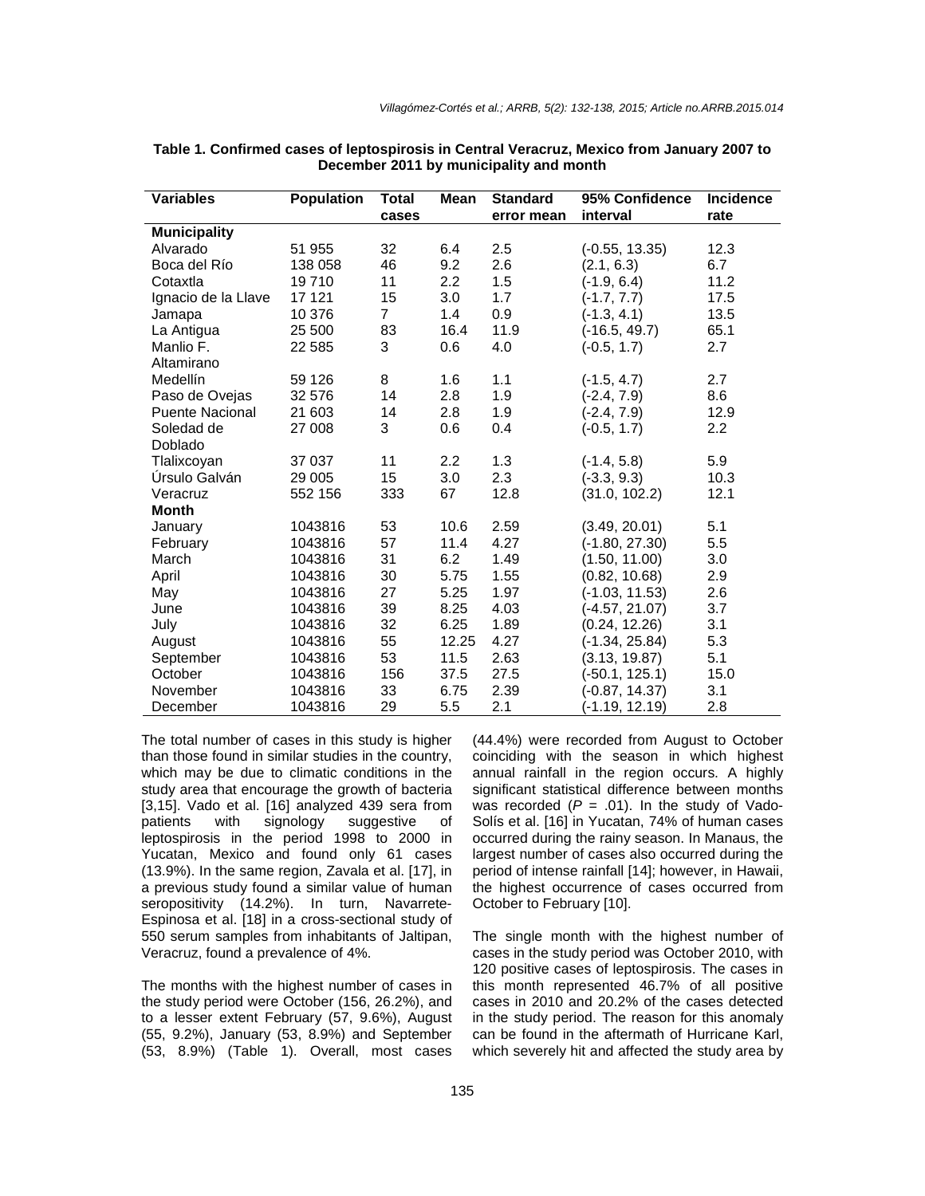**Table 1. Confirmed cases of leptospirosis in Central Veracruz, Mexico from January 2007 to December 2011 by municipality and month**

| Variables | Population | Total cases | Mean | Standard error mean | 95% Confidence interval | Incidence rate |
|---|---|---|---|---|---|---|
| **Municipality** | | | | | | |
| Alvarado | 51 955 | 32 | 6.4 | 2.5 | (-0.55, 13.35) | 12.3 |
| Boca del Río | 138 058 | 46 | 9.2 | 2.6 | (2.1, 6.3) | 6.7 |
| Cotaxtla | 19 710 | 11 | 2.2 | 1.5 | (-1.9, 6.4) | 11.2 |
| Ignacio de la Llave | 17 121 | 15 | 3.0 | 1.7 | (-1.7, 7.7) | 17.5 |
| Jamapa | 10 376 | 7 | 1.4 | 0.9 | (-1.3, 4.1) | 13.5 |
| La Antigua | 25 500 | 83 | 16.4 | 11.9 | (-16.5, 49.7) | 65.1 |
| Manlio F. Altamirano | 22 585 | 3 | 0.6 | 4.0 | (-0.5, 1.7) | 2.7 |
| Medellín | 59 126 | 8 | 1.6 | 1.1 | (-1.5, 4.7) | 2.7 |
| Paso de Ovejas | 32 576 | 14 | 2.8 | 1.9 | (-2.4, 7.9) | 8.6 |
| Puente Nacional | 21 603 | 14 | 2.8 | 1.9 | (-2.4, 7.9) | 12.9 |
| Soledad de Doblado | 27 008 | 3 | 0.6 | 0.4 | (-0.5, 1.7) | 2.2 |
| Tlalixcoyan | 37 037 | 11 | 2.2 | 1.3 | (-1.4, 5.8) | 5.9 |
| Úrsulo Galván | 29 005 | 15 | 3.0 | 2.3 | (-3.3, 9.3) | 10.3 |
| Veracruz | 552 156 | 333 | 67 | 12.8 | (31.0, 102.2) | 12.1 |
| **Month** | | | | | | |
| January | 1043816 | 53 | 10.6 | 2.59 | (3.49, 20.01) | 5.1 |
| February | 1043816 | 57 | 11.4 | 4.27 | (-1.80, 27.30) | 5.5 |
| March | 1043816 | 31 | 6.2 | 1.49 | (1.50, 11.00) | 3.0 |
| April | 1043816 | 30 | 5.75 | 1.55 | (0.82, 10.68) | 2.9 |
| May | 1043816 | 27 | 5.25 | 1.97 | (-1.03, 11.53) | 2.6 |
| June | 1043816 | 39 | 8.25 | 4.03 | (-4.57, 21.07) | 3.7 |
| July | 1043816 | 32 | 6.25 | 1.89 | (0.24, 12.26) | 3.1 |
| August | 1043816 | 55 | 12.25 | 4.27 | (-1.34, 25.84) | 5.3 |
| September | 1043816 | 53 | 11.5 | 2.63 | (3.13, 19.87) | 5.1 |
| October | 1043816 | 156 | 37.5 | 27.5 | (-50.1, 125.1) | 15.0 |
| November | 1043816 | 33 | 6.75 | 2.39 | (-0.87, 14.37) | 3.1 |
| December | 1043816 | 29 | 5.5 | 2.1 | (-1.19, 12.19) | 2.8 |

The total number of cases in this study is higher than those found in similar studies in the country, which may be due to climatic conditions in the study area that encourage the growth of bacteria [3,15]. Vado et al. [16] analyzed 439 sera from patients with signology suggestive of leptospirosis in the period 1998 to 2000 in Yucatan, Mexico and found only 61 cases (13.9%). In the same region, Zavala et al. [17], in a previous study found a similar value of human seropositivity (14.2%). In turn, Navarrete-Espinosa et al. [18] in a cross-sectional study of 550 serum samples from inhabitants of Jaltipan, Veracruz, found a prevalence of 4%.

The months with the highest number of cases in the study period were October (156, 26.2%), and to a lesser extent February (57, 9.6%), August (55, 9.2%), January (53, 8.9%) and September (53, 8.9%) (Table 1). Overall, most cases (44.4%) were recorded from August to October coinciding with the season in which highest annual rainfall in the region occurs. A highly significant statistical difference between months was recorded ($P = .01$). In the study of Vado-Solís et al. [16] in Yucatan, 74% of human cases occurred during the rainy season. In Manaus, the largest number of cases also occurred during the period of intense rainfall [14]; however, in Hawaii, the highest occurrence of cases occurred from October to February [10].

The single month with the highest number of cases in the study period was October 2010, with 120 positive cases of leptospirosis. The cases in this month represented 46.7% of all positive cases in 2010 and 20.2% of the cases detected in the study period. The reason for this anomaly can be found in the aftermath of Hurricane Karl, which severely hit and affected the study area by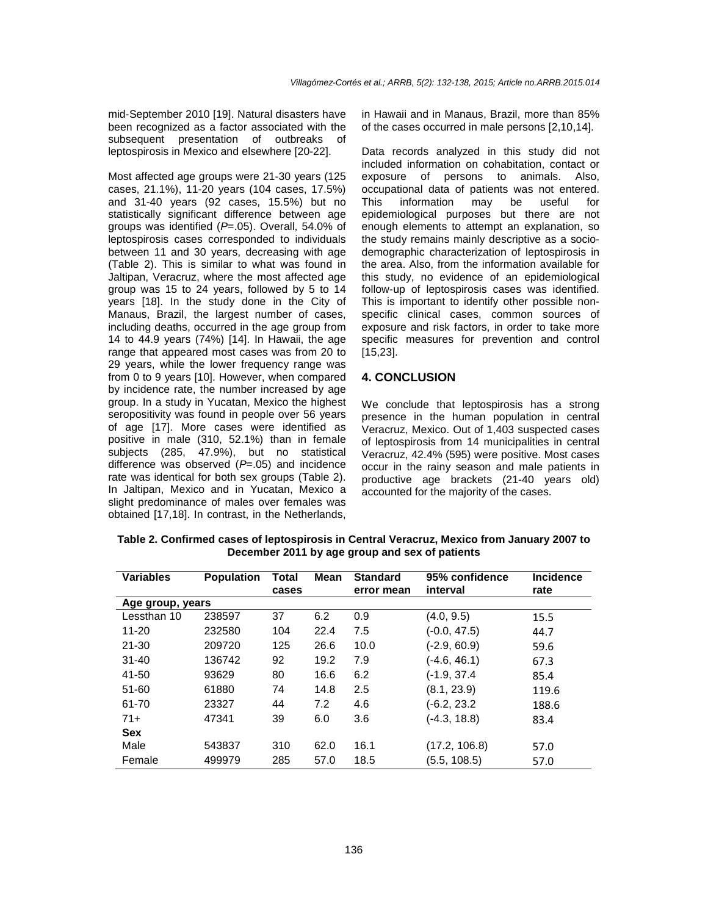mid-September 2010 [19]. Natural disasters have been recognized as a factor associated with the subsequent presentation of outbreaks of leptospirosis in Mexico and elsewhere [20-22].

Most affected age groups were 21-30 years (125 cases, 21.1%), 11-20 years (104 cases, 17.5%) and 31-40 years (92 cases, 15.5%) but no statistically significant difference between age groups was identified (*P*=.05). Overall, 54.0% of leptospirosis cases corresponded to individuals between 11 and 30 years, decreasing with age (Table 2). This is similar to what was found in Jaltipan, Veracruz, where the most affected age group was 15 to 24 years, followed by 5 to 14 years [18]. In the study done in the City of Manaus, Brazil, the largest number of cases, including deaths, occurred in the age group from 14 to 44.9 years (74%) [14]. In Hawaii, the age range that appeared most cases was from 20 to 29 years, while the lower frequency range was from 0 to 9 years [10]. However, when compared by incidence rate, the number increased by age group. In a study in Yucatan, Mexico the highest seropositivity was found in people over 56 years of age [17]. More cases were identified as positive in male (310, 52.1%) than in female subjects (285, 47.9%), but no statistical difference was observed (*P*=.05) and incidence rate was identical for both sex groups (Table 2). In Jaltipan, Mexico and in Yucatan, Mexico a slight predominance of males over females was obtained [17,18]. In contrast, in the Netherlands, in Hawaii and in Manaus, Brazil, more than 85% of the cases occurred in male persons [2,10,14].

Data records analyzed in this study did not included information on cohabitation, contact or exposure of persons to animals. Also, occupational data of patients was not entered. This information may be useful for epidemiological purposes but there are not enough elements to attempt an explanation, so the study remains mainly descriptive as a socio-demographic characterization of leptospirosis in the area. Also, from the information available for this study, no evidence of an epidemiological follow-up of leptospirosis cases was identified. This is important to identify other possible non-specific clinical cases, common sources of exposure and risk factors, in order to take more specific measures for prevention and control [15,23].

## 4. CONCLUSION

We conclude that leptospirosis has a strong presence in the human population in central Veracruz, Mexico. Out of 1,403 suspected cases of leptospirosis from 14 municipalities in central Veracruz, 42.4% (595) were positive. Most cases occur in the rainy season and male patients in productive age brackets (21-40 years old) accounted for the majority of the cases.

**Table 2. Confirmed cases of leptospirosis in Central Veracruz, Mexico from January 2007 to December 2011 by age group and sex of patients**

| Variables | Population | Total cases | Mean | Standard error mean | 95% confidence interval | Incidence rate |
|---|---|---|---|---|---|---|
| **Age group, years** | | | | | | |
| Lessthan 10 | 238597 | 37 | 6.2 | 0.9 | (4.0, 9.5) | 15.5 |
| 11-20 | 232580 | 104 | 22.4 | 7.5 | (-0.0, 47.5) | 44.7 |
| 21-30 | 209720 | 125 | 26.6 | 10.0 | (-2.9, 60.9) | 59.6 |
| 31-40 | 136742 | 92 | 19.2 | 7.9 | (-4.6, 46.1) | 67.3 |
| 41-50 | 93629 | 80 | 16.6 | 6.2 | (-1.9, 37.4 | 85.4 |
| 51-60 | 61880 | 74 | 14.8 | 2.5 | (8.1, 23.9) | 119.6 |
| 61-70 | 23327 | 44 | 7.2 | 4.6 | (-6.2, 23.2 | 188.6 |
| 71+ | 47341 | 39 | 6.0 | 3.6 | (-4.3, 18.8) | 83.4 |
| **Sex** | | | | | | |
| Male | 543837 | 310 | 62.0 | 16.1 | (17.2, 106.8) | 57.0 |
| Female | 499979 | 285 | 57.0 | 18.5 | (5.5, 108.5) | 57.0 |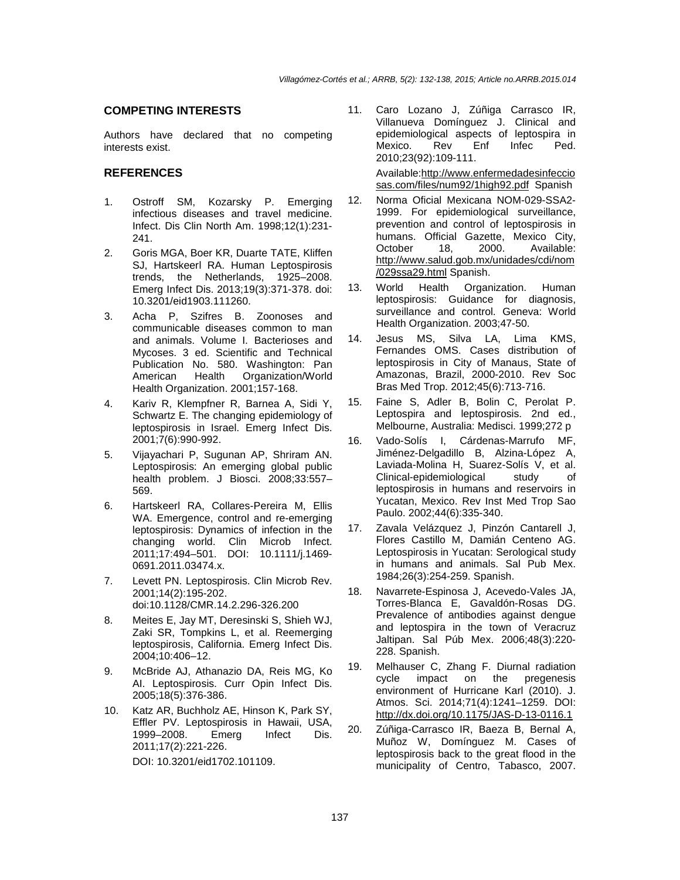## COMPETING INTERESTS

Authors have declared that no competing interests exist.

## REFERENCES

1. Ostroff SM, Kozarsky P. Emerging infectious diseases and travel medicine. Infect. Dis Clin North Am. 1998;12(1):231-241.
2. Goris MGA, Boer KR, Duarte TATE, Kliffen SJ, Hartskeerl RA. Human Leptospirosis trends, the Netherlands, 1925–2008. Emerg Infect Dis. 2013;19(3):371-378. doi: 10.3201/eid1903.111260.
3. Acha P, Szifres B. Zoonoses and communicable diseases common to man and animals. Volume I. Bacterioses and Mycoses. 3 ed. Scientific and Technical Publication No. 580. Washington: Pan American Health Organization/World Health Organization. 2001;157-168.
4. Kariv R, Klempfner R, Barnea A, Sidi Y, Schwartz E. The changing epidemiology of leptospirosis in Israel. Emerg Infect Dis. 2001;7(6):990-992.
5. Vijayachari P, Sugunan AP, Shriram AN. Leptospirosis: An emerging global public health problem. J Biosci. 2008;33:557–569.
6. Hartskeerl RA, Collares-Pereira M, Ellis WA. Emergence, control and re-emerging leptospirosis: Dynamics of infection in the changing world. Clin Microb Infect. 2011;17:494–501. DOI: 10.1111/j.1469-0691.2011.03474.x.
7. Levett PN. Leptospirosis. Clin Microb Rev. 2001;14(2):195-202. doi:10.1128/CMR.14.2.296-326.200
8. Meites E, Jay MT, Deresinski S, Shieh WJ, Zaki SR, Tompkins L, et al. Reemerging leptospirosis, California. Emerg Infect Dis. 2004;10:406–12.
9. McBride AJ, Athanazio DA, Reis MG, Ko AI. Leptospirosis. Curr Opin Infect Dis. 2005;18(5):376-386.
10. Katz AR, Buchholz AE, Hinson K, Park SY, Effler PV. Leptospirosis in Hawaii, USA, 1999–2008. Emerg Infect Dis. 2011;17(2):221-226.

    DOI: 10.3201/eid1702.101109.
11. Caro Lozano J, Zúñiga Carrasco IR, Villanueva Domínguez J. Clinical and epidemiological aspects of leptospira in Mexico. Rev Enf Infec Ped. 2010;23(92):109-111.

    Available:http://www.enfermedadesinfecciosas.com/files/num92/1high92.pdf Spanish
12. Norma Oficial Mexicana NOM-029-SSA2-1999. For epidemiological surveillance, prevention and control of leptospirosis in humans. Official Gazette, Mexico City, October 18, 2000. Available: http://www.salud.gob.mx/unidades/cdi/nom/029ssa29.html Spanish.
13. World Health Organization. Human leptospirosis: Guidance for diagnosis, surveillance and control. Geneva: World Health Organization. 2003;47-50.
14. Jesus MS, Silva LA, Lima KMS, Fernandes OMS. Cases distribution of leptospirosis in City of Manaus, State of Amazonas, Brazil, 2000-2010. Rev Soc Bras Med Trop. 2012;45(6):713-716.
15. Faine S, Adler B, Bolin C, Perolat P. Leptospira and leptospirosis. 2nd ed., Melbourne, Australia: Medisci. 1999;272 p
16. Vado-Solís I, Cárdenas-Marrufo MF, Jiménez-Delgadillo B, Alzina-López A, Laviada-Molina H, Suarez-Solís V, et al. Clinical-epidemiological study of leptospirosis in humans and reservoirs in Yucatan, Mexico. Rev Inst Med Trop Sao Paulo. 2002;44(6):335-340.
17. Zavala Velázquez J, Pinzón Cantarell J, Flores Castillo M, Damián Centeno AG. Leptospirosis in Yucatan: Serological study in humans and animals. Sal Pub Mex. 1984;26(3):254-259. Spanish.
18. Navarrete-Espinosa J, Acevedo-Vales JA, Torres-Blanca E, Gavaldón-Rosas DG. Prevalence of antibodies against dengue and leptospira in the town of Veracruz Jaltipan. Sal Púb Mex. 2006;48(3):220-228. Spanish.
19. Melhauser C, Zhang F. Diurnal radiation cycle impact on the pregenesis environment of Hurricane Karl (2010). J. Atmos. Sci. 2014;71(4):1241–1259. DOI: http://dx.doi.org/10.1175/JAS-D-13-0116.1
20. Zúñiga-Carrasco IR, Baeza B, Bernal A, Muñoz W, Domínguez M. Cases of leptospirosis back to the great flood in the municipality of Centro, Tabasco, 2007.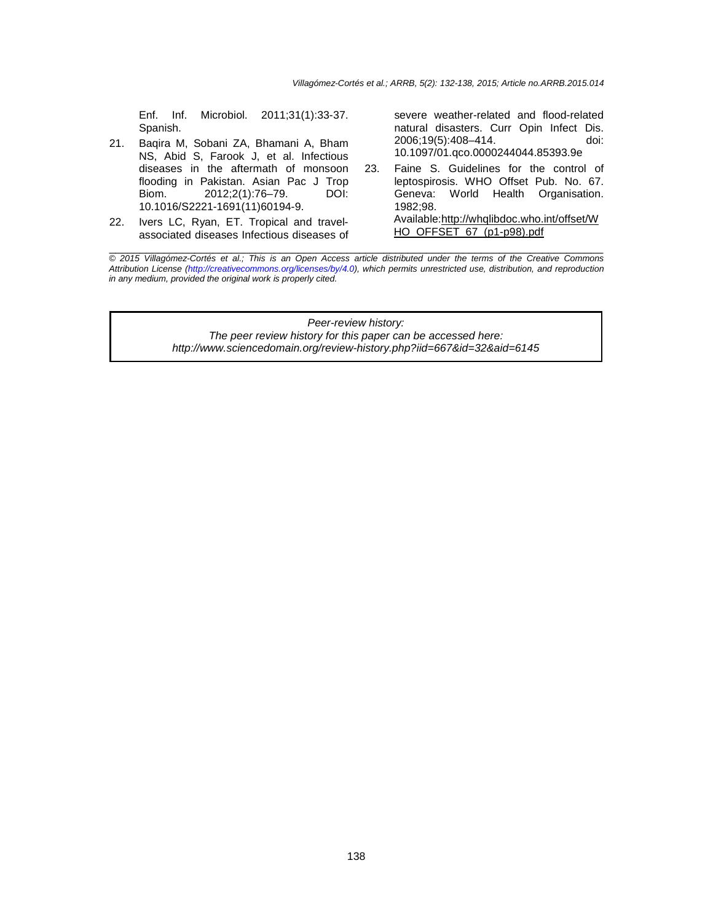Enf. Inf. Microbiol. 2011;31(1):33-37. Spanish.

21. Baqira M, Sobani ZA, Bhamani A, Bham NS, Abid S, Farook J, et al. Infectious diseases in the aftermath of monsoon flooding in Pakistan. Asian Pac J Trop Biom. 2012;2(1):76–79. DOI: 10.1016/S2221-1691(11)60194-9.

22. Ivers LC, Ryan, ET. Tropical and travel-associated diseases Infectious diseases of severe weather-related and flood-related natural disasters. Curr Opin Infect Dis. 2006;19(5):408–414. doi: 10.1097/01.qco.0000244044.85393.9e

23. Faine S. Guidelines for the control of leptospirosis. WHO Offset Pub. No. 67. Geneva: World Health Organisation. 1982;98. Available:http://whqlibdoc.who.int/offset/WHO_OFFSET_67_(p1-p98).pdf

---

*© 2015 Villagómez-Cortés et al.; This is an Open Access article distributed under the terms of the Creative Commons Attribution License (http://creativecommons.org/licenses/by/4.0), which permits unrestricted use, distribution, and reproduction in any medium, provided the original work is properly cited.*

*Peer-review history:*
*The peer review history for this paper can be accessed here:*
*http://www.sciencedomain.org/review-history.php?iid=667&id=32&aid=6145*